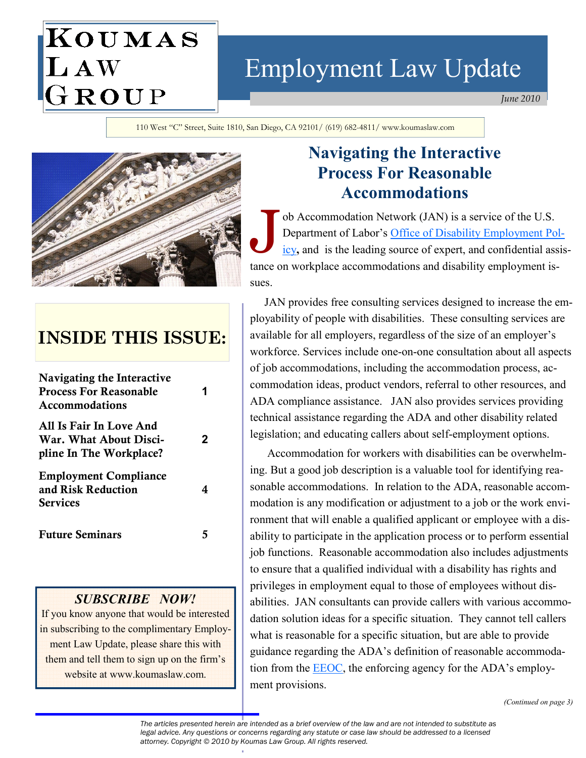# Koumas Law Group

# Employment Law Update

*June 2010*

110 West "C" Street, Suite 1810, San Diego, CA 92101/ (619) 682-4811/ www.koumaslaw.com

## INSIDE THIS ISSUE:

| | |
|---|---|
| **Navigating the Interactive Process For Reasonable Accommodations** | **1** |
| **All Is Fair In Love And War. What About Discipline In The Workplace?** | **2** |
| **Employment Compliance and Risk Reduction Services** | **4** |
| **Future Seminars** | **5** |

### *SUBSCRIBE NOW!*

If you know anyone that would be interested in subscribing to the complimentary Employment Law Update, please share this with them and tell them to sign up on the firm's website at www.koumaslaw.com.

## Navigating the Interactive Process For Reasonable Accommodations

Job Accommodation Network (JAN) is a service of the U.S. Department of Labor's Office of Disability Employment Policy**,** and is the leading source of expert, and confidential assistance on workplace accommodations and disability employment issues.

JAN provides free consulting services designed to increase the employability of people with disabilities. These consulting services are available for all employers, regardless of the size of an employer's workforce. Services include one-on-one consultation about all aspects of job accommodations, including the accommodation process, accommodation ideas, product vendors, referral to other resources, and ADA compliance assistance. JAN also provides services providing technical assistance regarding the ADA and other disability related legislation; and educating callers about self-employment options.

Accommodation for workers with disabilities can be overwhelming. But a good job description is a valuable tool for identifying reasonable accommodations. In relation to the ADA, reasonable accommodation is any modification or adjustment to a job or the work environment that will enable a qualified applicant or employee with a disability to participate in the application process or to perform essential job functions. Reasonable accommodation also includes adjustments to ensure that a qualified individual with a disability has rights and privileges in employment equal to those of employees without disabilities. JAN consultants can provide callers with various accommodation solution ideas for a specific situation. They cannot tell callers what is reasonable for a specific situation, but are able to provide guidance regarding the ADA's definition of reasonable accommodation from the EEOC, the enforcing agency for the ADA's employment provisions.

*(Continued on page 3)*

*The articles presented herein are intended as a brief overview of the law and are not intended to substitute as legal advice. Any questions or concerns regarding any statute or case law should be addressed to a licensed attorney. Copyright © 2010 by Koumas Law Group. All rights reserved.*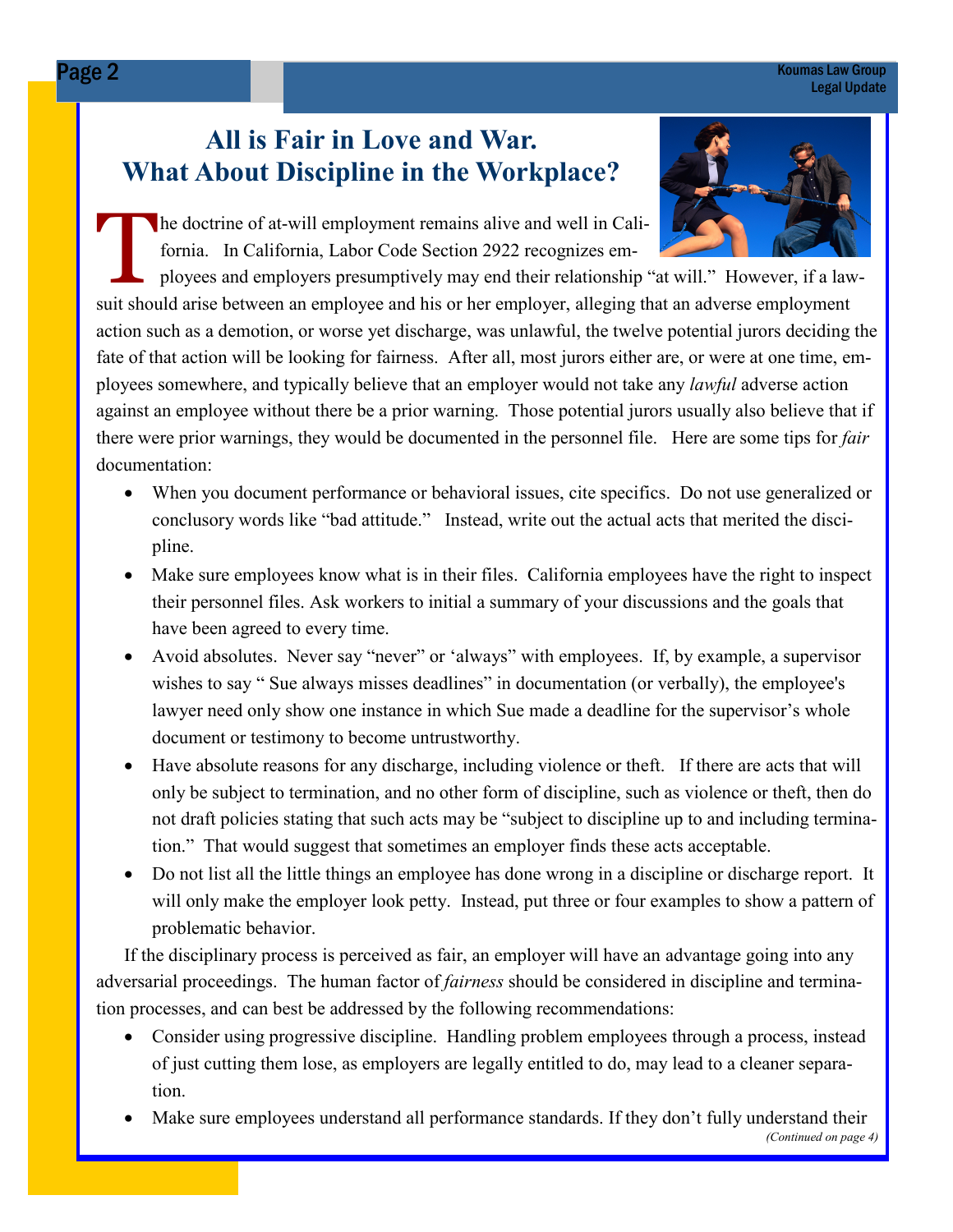# All is Fair in Love and War. What About Discipline in the Workplace?

The doctrine of at-will employment remains alive and well in California. In California, Labor Code Section 2922 recognizes employees and employers presumptively may end their relationship "at will." However, if a lawsuit should arise between an employee and his or her employer, alleging that an adverse employment action such as a demotion, or worse yet discharge, was unlawful, the twelve potential jurors deciding the fate of that action will be looking for fairness. After all, most jurors either are, or were at one time, employees somewhere, and typically believe that an employer would not take any *lawful* adverse action against an employee without there be a prior warning. Those potential jurors usually also believe that if there were prior warnings, they would be documented in the personnel file. Here are some tips for *fair* documentation:

- When you document performance or behavioral issues, cite specifics. Do not use generalized or conclusory words like "bad attitude." Instead, write out the actual acts that merited the discipline.
- Make sure employees know what is in their files. California employees have the right to inspect their personnel files. Ask workers to initial a summary of your discussions and the goals that have been agreed to every time.
- Avoid absolutes. Never say "never" or 'always" with employees. If, by example, a supervisor wishes to say " Sue always misses deadlines" in documentation (or verbally), the employee's lawyer need only show one instance in which Sue made a deadline for the supervisor's whole document or testimony to become untrustworthy.
- Have absolute reasons for any discharge, including violence or theft. If there are acts that will only be subject to termination, and no other form of discipline, such as violence or theft, then do not draft policies stating that such acts may be "subject to discipline up to and including termination." That would suggest that sometimes an employer finds these acts acceptable.
- Do not list all the little things an employee has done wrong in a discipline or discharge report. It will only make the employer look petty. Instead, put three or four examples to show a pattern of problematic behavior.

If the disciplinary process is perceived as fair, an employer will have an advantage going into any adversarial proceedings. The human factor of *fairness* should be considered in discipline and termination processes, and can best be addressed by the following recommendations:

- Consider using progressive discipline. Handling problem employees through a process, instead of just cutting them lose, as employers are legally entitled to do, may lead to a cleaner separation.
- Make sure employees understand all performance standards. If they don't fully understand their

*(Continued on page 4)*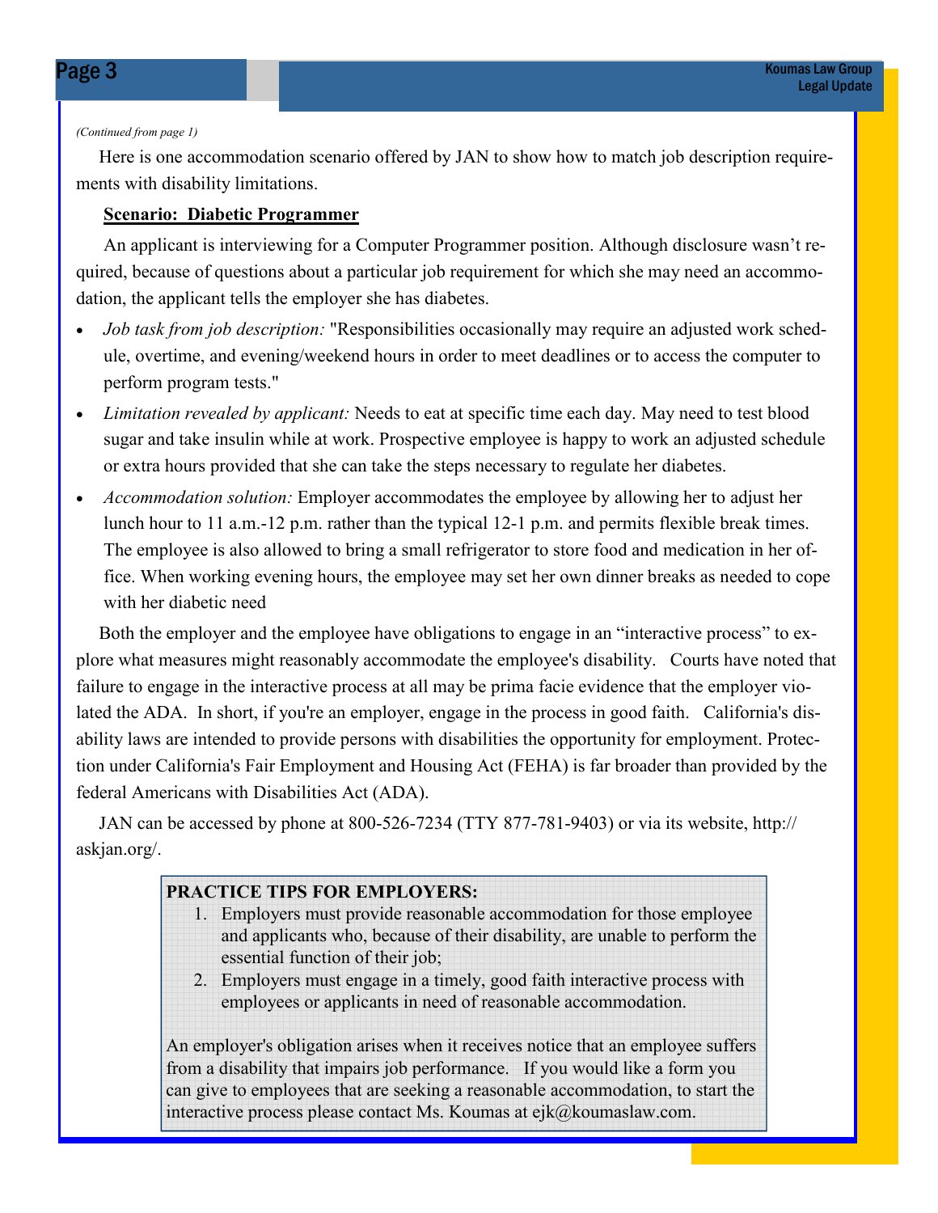*(Continued from page 1)*

Here is one accommodation scenario offered by JAN to show how to match job description requirements with disability limitations.

**Scenario: Diabetic Programmer**

An applicant is interviewing for a Computer Programmer position. Although disclosure wasn't required, because of questions about a particular job requirement for which she may need an accommodation, the applicant tells the employer she has diabetes.

- *Job task from job description:* "Responsibilities occasionally may require an adjusted work schedule, overtime, and evening/weekend hours in order to meet deadlines or to access the computer to perform program tests."
- *Limitation revealed by applicant:* Needs to eat at specific time each day. May need to test blood sugar and take insulin while at work. Prospective employee is happy to work an adjusted schedule or extra hours provided that she can take the steps necessary to regulate her diabetes.
- *Accommodation solution:* Employer accommodates the employee by allowing her to adjust her lunch hour to 11 a.m.-12 p.m. rather than the typical 12-1 p.m. and permits flexible break times. The employee is also allowed to bring a small refrigerator to store food and medication in her office. When working evening hours, the employee may set her own dinner breaks as needed to cope with her diabetic need

Both the employer and the employee have obligations to engage in an "interactive process" to explore what measures might reasonably accommodate the employee's disability. Courts have noted that failure to engage in the interactive process at all may be prima facie evidence that the employer violated the ADA. In short, if you're an employer, engage in the process in good faith. California's disability laws are intended to provide persons with disabilities the opportunity for employment. Protection under California's Fair Employment and Housing Act (FEHA) is far broader than provided by the federal Americans with Disabilities Act (ADA).

JAN can be accessed by phone at 800-526-7234 (TTY 877-781-9403) or via its website, http://askjan.org/.

**PRACTICE TIPS FOR EMPLOYERS:**

1. Employers must provide reasonable accommodation for those employee and applicants who, because of their disability, are unable to perform the essential function of their job;
2. Employers must engage in a timely, good faith interactive process with employees or applicants in need of reasonable accommodation.

An employer's obligation arises when it receives notice that an employee suffers from a disability that impairs job performance. If you would like a form you can give to employees that are seeking a reasonable accommodation, to start the interactive process please contact Ms. Koumas at ejk@koumaslaw.com.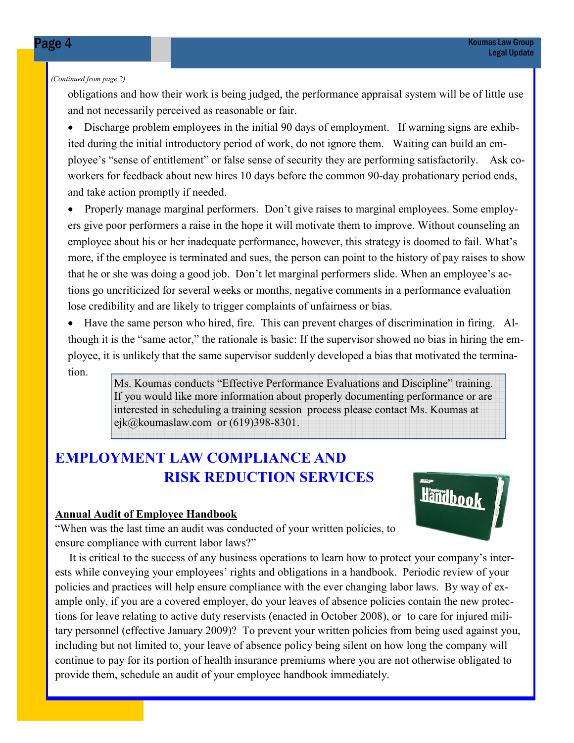*(Continued from page 2)*

obligations and how their work is being judged, the performance appraisal system will be of little use and not necessarily perceived as reasonable or fair.

- Discharge problem employees in the initial 90 days of employment. If warning signs are exhibited during the initial introductory period of work, do not ignore them. Waiting can build an employee's "sense of entitlement" or false sense of security they are performing satisfactorily. Ask co-workers for feedback about new hires 10 days before the common 90-day probationary period ends, and take action promptly if needed.
- Properly manage marginal performers. Don't give raises to marginal employees. Some employers give poor performers a raise in the hope it will motivate them to improve. Without counseling an employee about his or her inadequate performance, however, this strategy is doomed to fail. What's more, if the employee is terminated and sues, the person can point to the history of pay raises to show that he or she was doing a good job. Don't let marginal performers slide. When an employee's actions go uncriticized for several weeks or months, negative comments in a performance evaluation lose credibility and are likely to trigger complaints of unfairness or bias.
- Have the same person who hired, fire. This can prevent charges of discrimination in firing. Although it is the "same actor," the rationale is basic: If the supervisor showed no bias in hiring the employee, it is unlikely that the same supervisor suddenly developed a bias that motivated the termination.

> Ms. Koumas conducts "Effective Performance Evaluations and Discipline" training. If you would like more information about properly documenting performance or are interested in scheduling a training session process please contact Ms. Koumas at ejk@koumaslaw.com or (619)398-8301.

## EMPLOYMENT LAW COMPLIANCE AND RISK REDUCTION SERVICES

**Annual Audit of Employee Handbook**

"When was the last time an audit was conducted of your written policies, to ensure compliance with current labor laws?"

It is critical to the success of any business operations to learn how to protect your company's interests while conveying your employees' rights and obligations in a handbook. Periodic review of your policies and practices will help ensure compliance with the ever changing labor laws. By way of example only, if you are a covered employer, do your leaves of absence policies contain the new protections for leave relating to active duty reservists (enacted in October 2008), or to care for injured military personnel (effective January 2009)? To prevent your written policies from being used against you, including but not limited to, your leave of absence policy being silent on how long the company will continue to pay for its portion of health insurance premiums where you are not otherwise obligated to provide them, schedule an audit of your employee handbook immediately.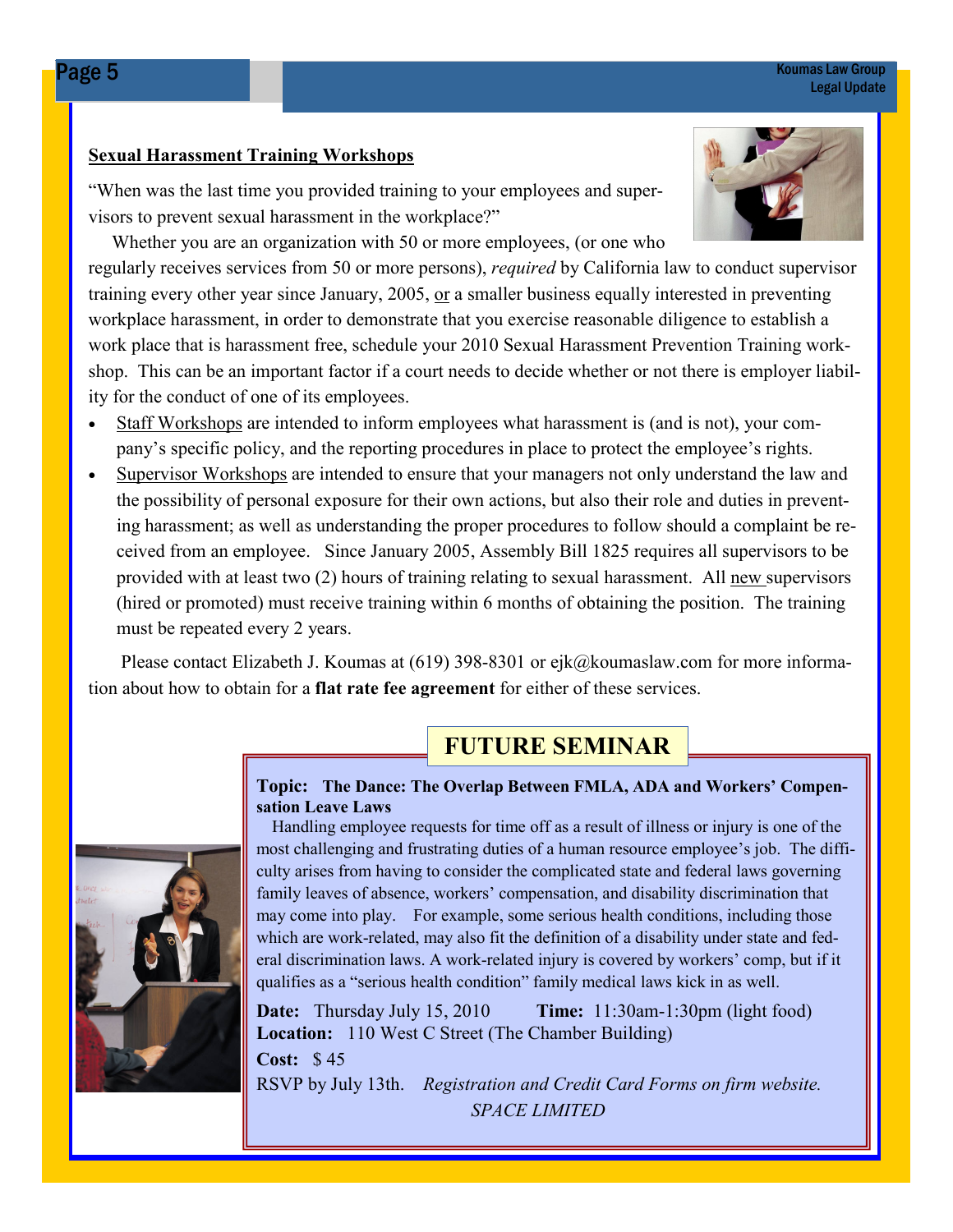## Sexual Harassment Training Workshops

"When was the last time you provided training to your employees and supervisors to prevent sexual harassment in the workplace?"

Whether you are an organization with 50 or more employees, (or one who regularly receives services from 50 or more persons), *required* by California law to conduct supervisor training every other year since January, 2005, or a smaller business equally interested in preventing workplace harassment, in order to demonstrate that you exercise reasonable diligence to establish a work place that is harassment free, schedule your 2010 Sexual Harassment Prevention Training workshop. This can be an important factor if a court needs to decide whether or not there is employer liability for the conduct of one of its employees.

- Staff Workshops are intended to inform employees what harassment is (and is not), your company's specific policy, and the reporting procedures in place to protect the employee's rights.
- Supervisor Workshops are intended to ensure that your managers not only understand the law and the possibility of personal exposure for their own actions, but also their role and duties in preventing harassment; as well as understanding the proper procedures to follow should a complaint be received from an employee. Since January 2005, Assembly Bill 1825 requires all supervisors to be provided with at least two (2) hours of training relating to sexual harassment. All new supervisors (hired or promoted) must receive training within 6 months of obtaining the position. The training must be repeated every 2 years.

Please contact Elizabeth J. Koumas at (619) 398-8301 or ejk@koumaslaw.com for more information about how to obtain for a **flat rate fee agreement** for either of these services.

## FUTURE SEMINAR

**Topic: The Dance: The Overlap Between FMLA, ADA and Workers' Compensation Leave Laws**

Handling employee requests for time off as a result of illness or injury is one of the most challenging and frustrating duties of a human resource employee's job. The difficulty arises from having to consider the complicated state and federal laws governing family leaves of absence, workers' compensation, and disability discrimination that may come into play. For example, some serious health conditions, including those which are work-related, may also fit the definition of a disability under state and federal discrimination laws. A work-related injury is covered by workers' comp, but if it qualifies as a "serious health condition" family medical laws kick in as well.

**Date:** Thursday July 15, 2010 **Time:** 11:30am-1:30pm (light food)
**Location:** 110 West C Street (The Chamber Building)

**Cost:** $ 45

RSVP by July 13th. *Registration and Credit Card Forms on firm website.*

*SPACE LIMITED*